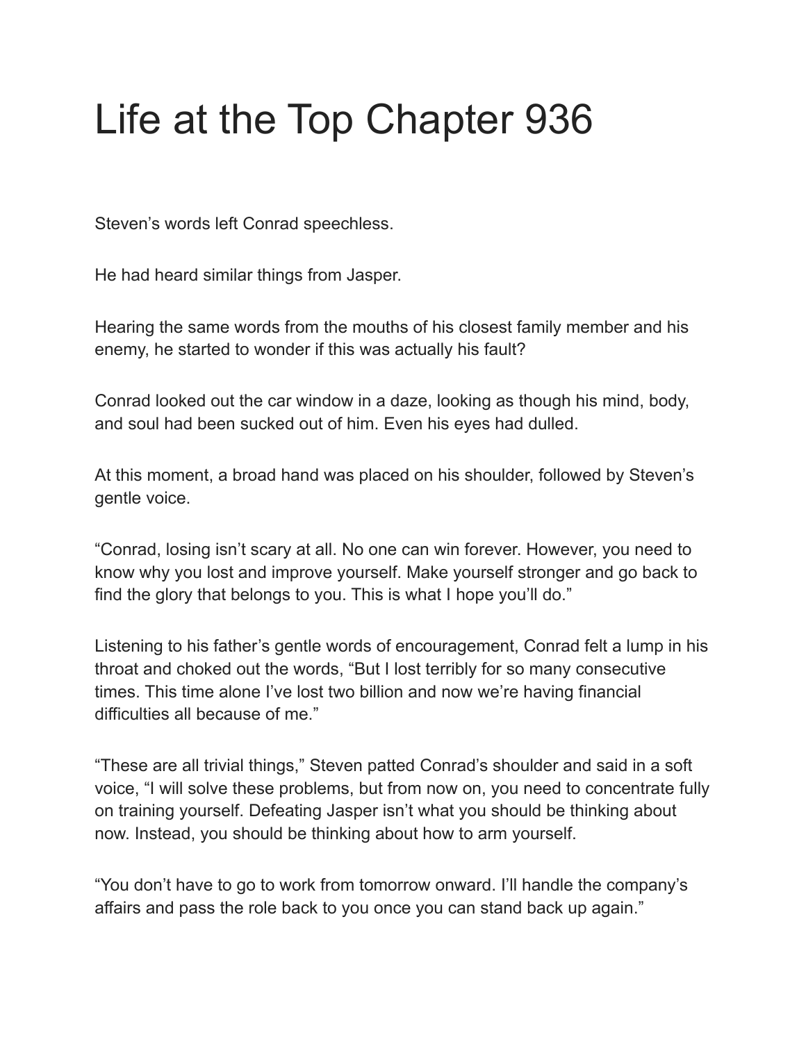# Life at the Top Chapter 936

Steven's words left Conrad speechless.

He had heard similar things from Jasper.

Hearing the same words from the mouths of his closest family member and his enemy, he started to wonder if this was actually his fault?

Conrad looked out the car window in a daze, looking as though his mind, body, and soul had been sucked out of him. Even his eyes had dulled.

At this moment, a broad hand was placed on his shoulder, followed by Steven's gentle voice.

"Conrad, losing isn't scary at all. No one can win forever. However, you need to know why you lost and improve yourself. Make yourself stronger and go back to find the glory that belongs to you. This is what I hope you'll do."

Listening to his father's gentle words of encouragement, Conrad felt a lump in his throat and choked out the words, "But I lost terribly for so many consecutive times. This time alone I've lost two billion and now we're having financial difficulties all because of me."

"These are all trivial things," Steven patted Conrad's shoulder and said in a soft voice, "I will solve these problems, but from now on, you need to concentrate fully on training yourself. Defeating Jasper isn't what you should be thinking about now. Instead, you should be thinking about how to arm yourself.

"You don't have to go to work from tomorrow onward. I'll handle the company's affairs and pass the role back to you once you can stand back up again."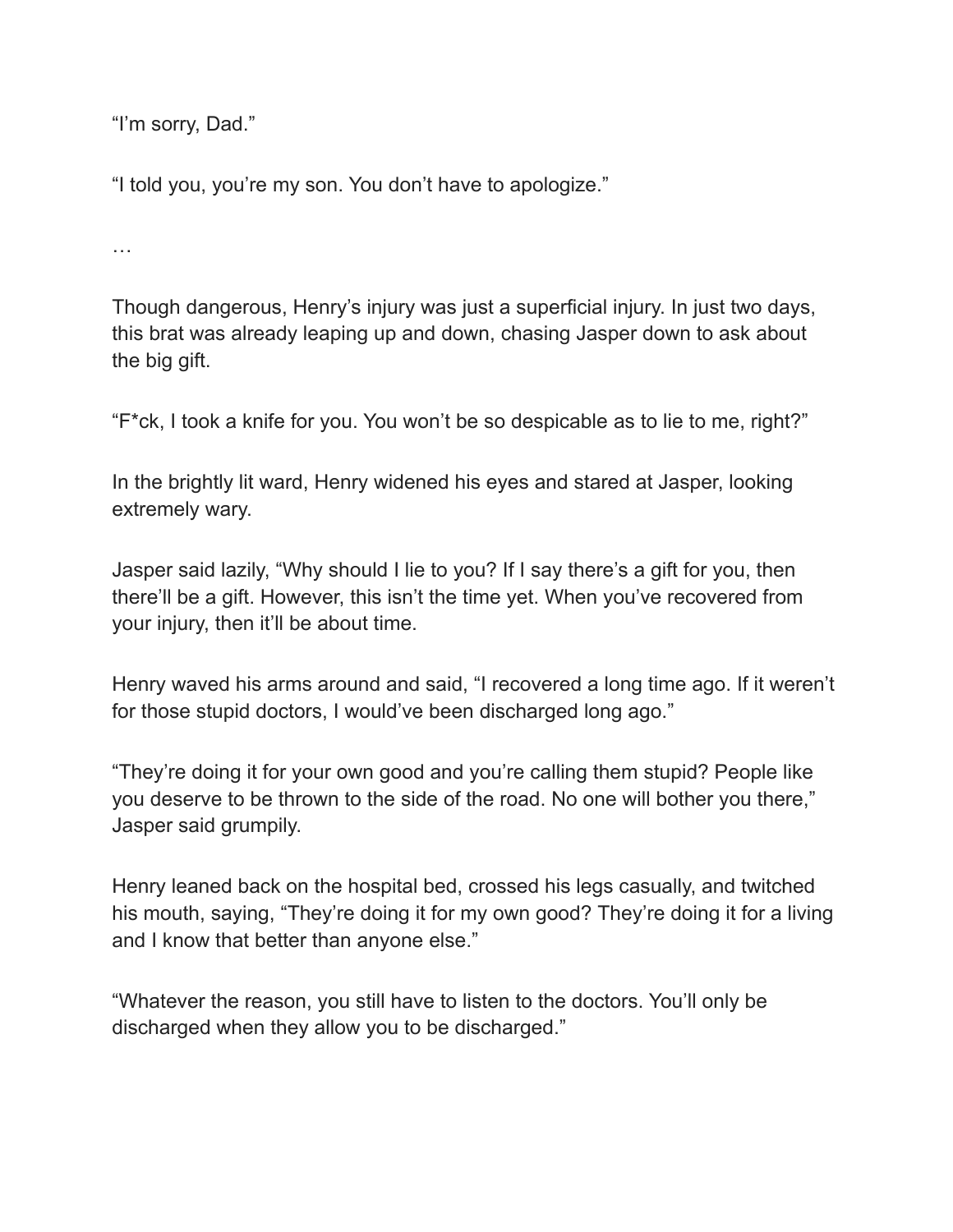“I’m sorry, Dad.”

“I told you, you’re my son. You don’t have to apologize.”

…

Though dangerous, Henry’s injury was just a superficial injury. In just two days, this brat was already leaping up and down, chasing Jasper down to ask about the big gift.

“F*ck, I took a knife for you. You won’t be so despicable as to lie to me, right?”

In the brightly lit ward, Henry widened his eyes and stared at Jasper, looking extremely wary.

Jasper said lazily, “Why should I lie to you? If I say there’s a gift for you, then there’ll be a gift. However, this isn’t the time yet. When you’ve recovered from your injury, then it’ll be about time.

Henry waved his arms around and said, “I recovered a long time ago. If it weren’t for those stupid doctors, I would’ve been discharged long ago.”

“They’re doing it for your own good and you’re calling them stupid? People like you deserve to be thrown to the side of the road. No one will bother you there,” Jasper said grumpily.

Henry leaned back on the hospital bed, crossed his legs casually, and twitched his mouth, saying, “They’re doing it for my own good? They’re doing it for a living and I know that better than anyone else.”

“Whatever the reason, you still have to listen to the doctors. You’ll only be discharged when they allow you to be discharged.”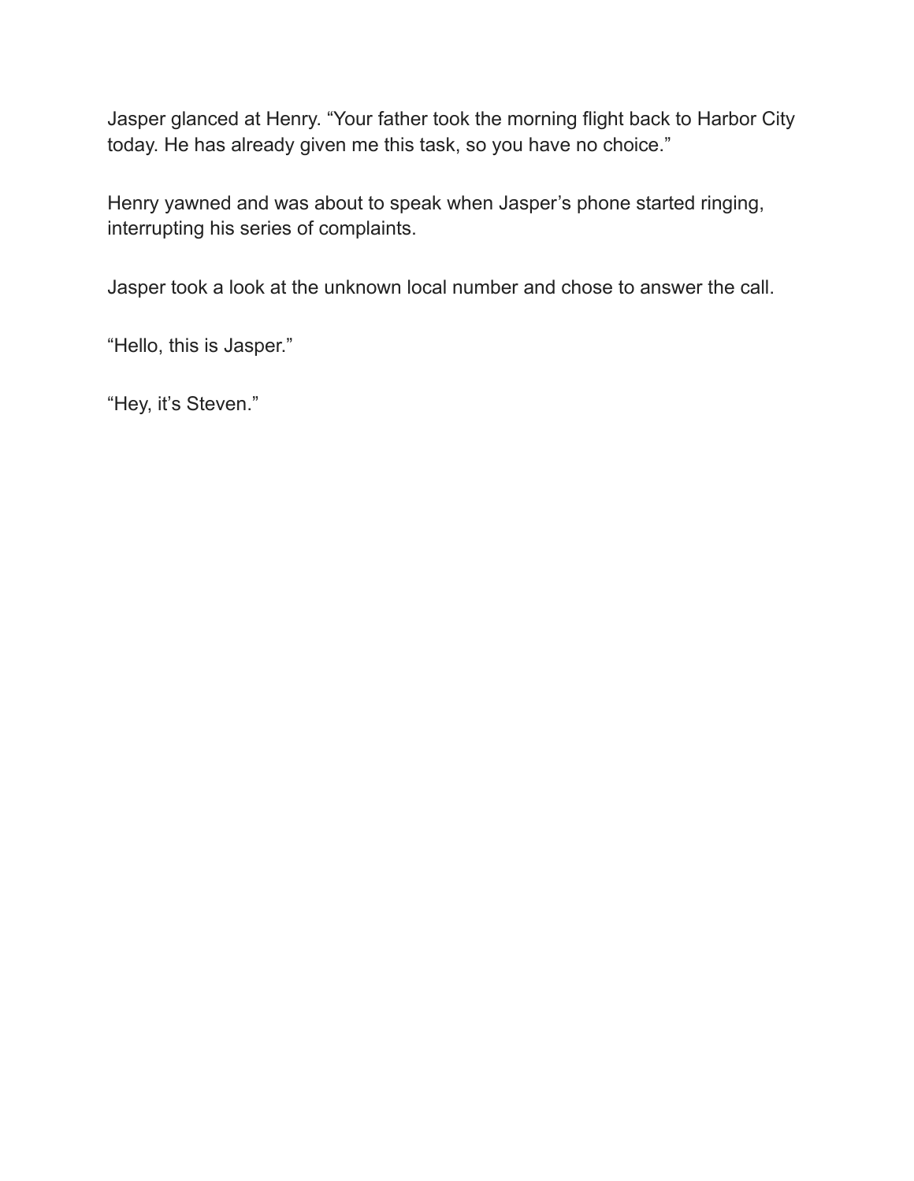Jasper glanced at Henry. “Your father took the morning flight back to Harbor City today. He has already given me this task, so you have no choice.”

Henry yawned and was about to speak when Jasper’s phone started ringing, interrupting his series of complaints.

Jasper took a look at the unknown local number and chose to answer the call.

“Hello, this is Jasper.”

“Hey, it’s Steven.”